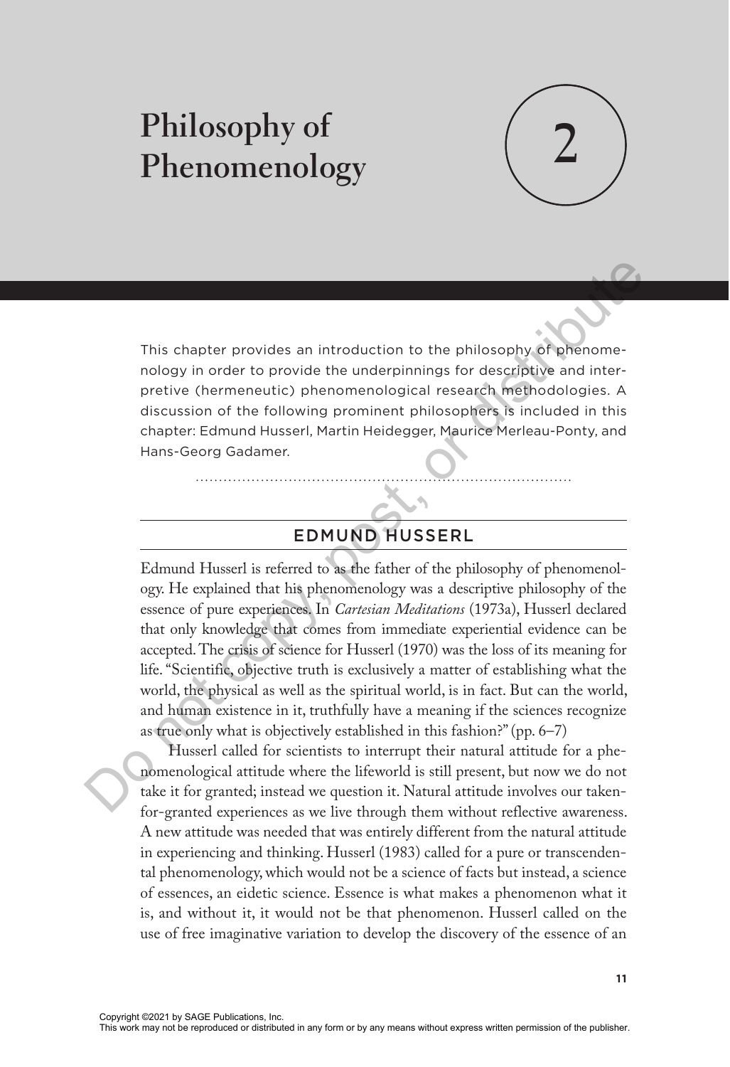# Philosophy of Phenomenology

# 2

This chapter provides an introduction to the philosophy of phenomenology in order to provide the underpinnings for descriptive and interpretive (hermeneutic) phenomenological research methodologies. A discussion of the following prominent philosophers is included in this chapter: Edmund Husserl, Martin Heidegger, Maurice Merleau-Ponty, and Hans-Georg Gadamer.

## EDMUND HUSSERL

Edmund Husserl is referred to as the father of the philosophy of phenomenology. He explained that his phenomenology was a descriptive philosophy of the essence of pure experiences. In *Cartesian Meditations* (1973a), Husserl declared that only knowledge that comes from immediate experiential evidence can be accepted. The crisis of science for Husserl (1970) was the loss of its meaning for life. "Scientific, objective truth is exclusively a matter of establishing what the world, the physical as well as the spiritual world, is in fact. But can the world, and human existence in it, truthfully have a meaning if the sciences recognize as true only what is objectively established in this fashion?" (pp. 6–7)

Husserl called for scientists to interrupt their natural attitude for a phenomenological attitude where the lifeworld is still present, but now we do not take it for granted; instead we question it. Natural attitude involves our taken-for-granted experiences as we live through them without reflective awareness. A new attitude was needed that was entirely different from the natural attitude in experiencing and thinking. Husserl (1983) called for a pure or transcendental phenomenology, which would not be a science of facts but instead, a science of essences, an eidetic science. Essence is what makes a phenomenon what it is, and without it, it would not be that phenomenon. Husserl called on the use of free imaginative variation to develop the discovery of the essence of an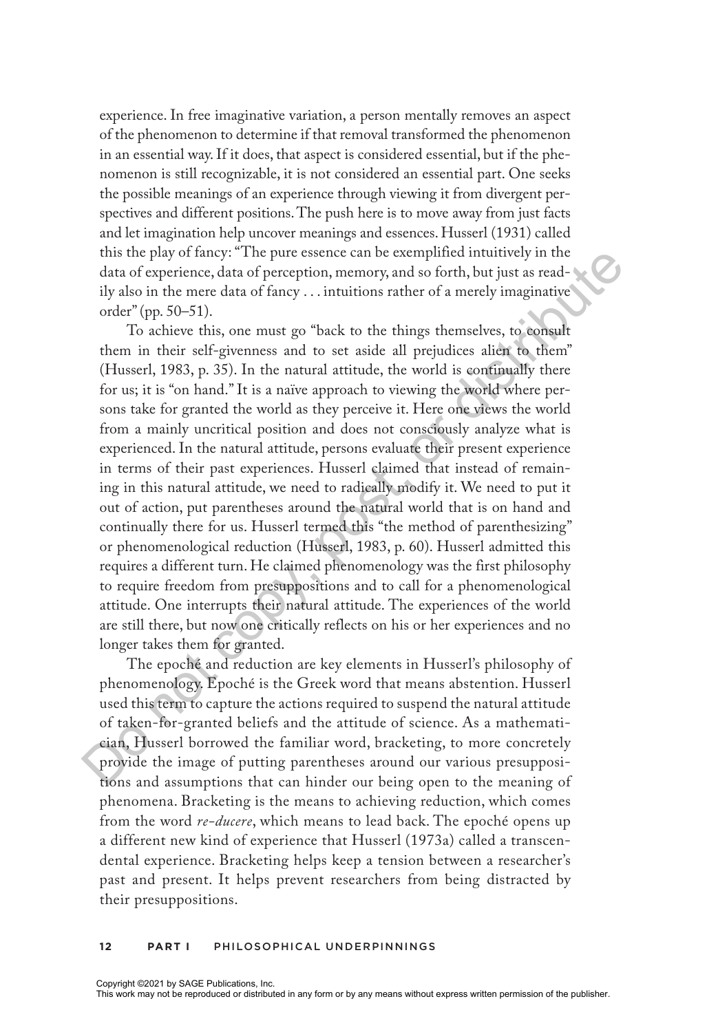experience. In free imaginative variation, a person mentally removes an aspect of the phenomenon to determine if that removal transformed the phenomenon in an essential way. If it does, that aspect is considered essential, but if the phenomenon is still recognizable, it is not considered an essential part. One seeks the possible meanings of an experience through viewing it from divergent perspectives and different positions. The push here is to move away from just facts and let imagination help uncover meanings and essences. Husserl (1931) called this the play of fancy: "The pure essence can be exemplified intuitively in the data of experience, data of perception, memory, and so forth, but just as readily also in the mere data of fancy . . . intuitions rather of a merely imaginative order" (pp. 50–51).

To achieve this, one must go "back to the things themselves, to consult them in their self-givenness and to set aside all prejudices alien to them" (Husserl, 1983, p. 35). In the natural attitude, the world is continually there for us; it is "on hand." It is a naïve approach to viewing the world where persons take for granted the world as they perceive it. Here one views the world from a mainly uncritical position and does not consciously analyze what is experienced. In the natural attitude, persons evaluate their present experience in terms of their past experiences. Husserl claimed that instead of remaining in this natural attitude, we need to radically modify it. We need to put it out of action, put parentheses around the natural world that is on hand and continually there for us. Husserl termed this "the method of parenthesizing" or phenomenological reduction (Husserl, 1983, p. 60). Husserl admitted this requires a different turn. He claimed phenomenology was the first philosophy to require freedom from presuppositions and to call for a phenomenological attitude. One interrupts their natural attitude. The experiences of the world are still there, but now one critically reflects on his or her experiences and no longer takes them for granted.

The epoché and reduction are key elements in Husserl's philosophy of phenomenology. Epoché is the Greek word that means abstention. Husserl used this term to capture the actions required to suspend the natural attitude of taken-for-granted beliefs and the attitude of science. As a mathematician, Husserl borrowed the familiar word, bracketing, to more concretely provide the image of putting parentheses around our various presuppositions and assumptions that can hinder our being open to the meaning of phenomena. Bracketing is the means to achieving reduction, which comes from the word *re-ducere*, which means to lead back. The epoché opens up a different new kind of experience that Husserl (1973a) called a transcendental experience. Bracketing helps keep a tension between a researcher's past and present. It helps prevent researchers from being distracted by their presuppositions.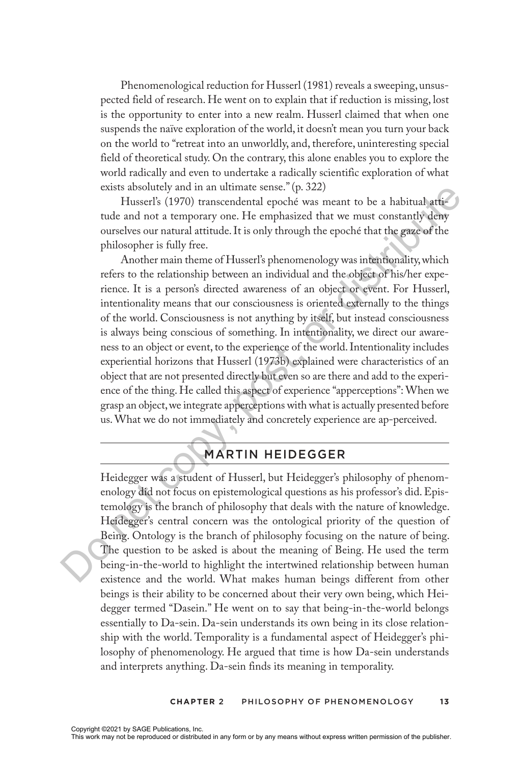Phenomenological reduction for Husserl (1981) reveals a sweeping, unsuspected field of research. He went on to explain that if reduction is missing, lost is the opportunity to enter into a new realm. Husserl claimed that when one suspends the naïve exploration of the world, it doesn't mean you turn your back on the world to "retreat into an unworldly, and, therefore, uninteresting special field of theoretical study. On the contrary, this alone enables you to explore the world radically and even to undertake a radically scientific exploration of what exists absolutely and in an ultimate sense." (p. 322)

Husserl's (1970) transcendental epoché was meant to be a habitual attitude and not a temporary one. He emphasized that we must constantly deny ourselves our natural attitude. It is only through the epoché that the gaze of the philosopher is fully free.

Another main theme of Husserl's phenomenology was intentionality, which refers to the relationship between an individual and the object of his/her experience. It is a person's directed awareness of an object or event. For Husserl, intentionality means that our consciousness is oriented externally to the things of the world. Consciousness is not anything by itself, but instead consciousness is always being conscious of something. In intentionality, we direct our awareness to an object or event, to the experience of the world. Intentionality includes experiential horizons that Husserl (1973b) explained were characteristics of an object that are not presented directly but even so are there and add to the experience of the thing. He called this aspect of experience "apperceptions": When we grasp an object, we integrate apperceptions with what is actually presented before us. What we do not immediately and concretely experience are ap-perceived.

## MARTIN HEIDEGGER

Heidegger was a student of Husserl, but Heidegger's philosophy of phenomenology did not focus on epistemological questions as his professor's did. Epistemology is the branch of philosophy that deals with the nature of knowledge. Heidegger's central concern was the ontological priority of the question of Being. Ontology is the branch of philosophy focusing on the nature of being. The question to be asked is about the meaning of Being. He used the term being-in-the-world to highlight the intertwined relationship between human existence and the world. What makes human beings different from other beings is their ability to be concerned about their very own being, which Heidegger termed "Dasein." He went on to say that being-in-the-world belongs essentially to Da-sein. Da-sein understands its own being in its close relationship with the world. Temporality is a fundamental aspect of Heidegger's philosophy of phenomenology. He argued that time is how Da-sein understands and interprets anything. Da-sein finds its meaning in temporality.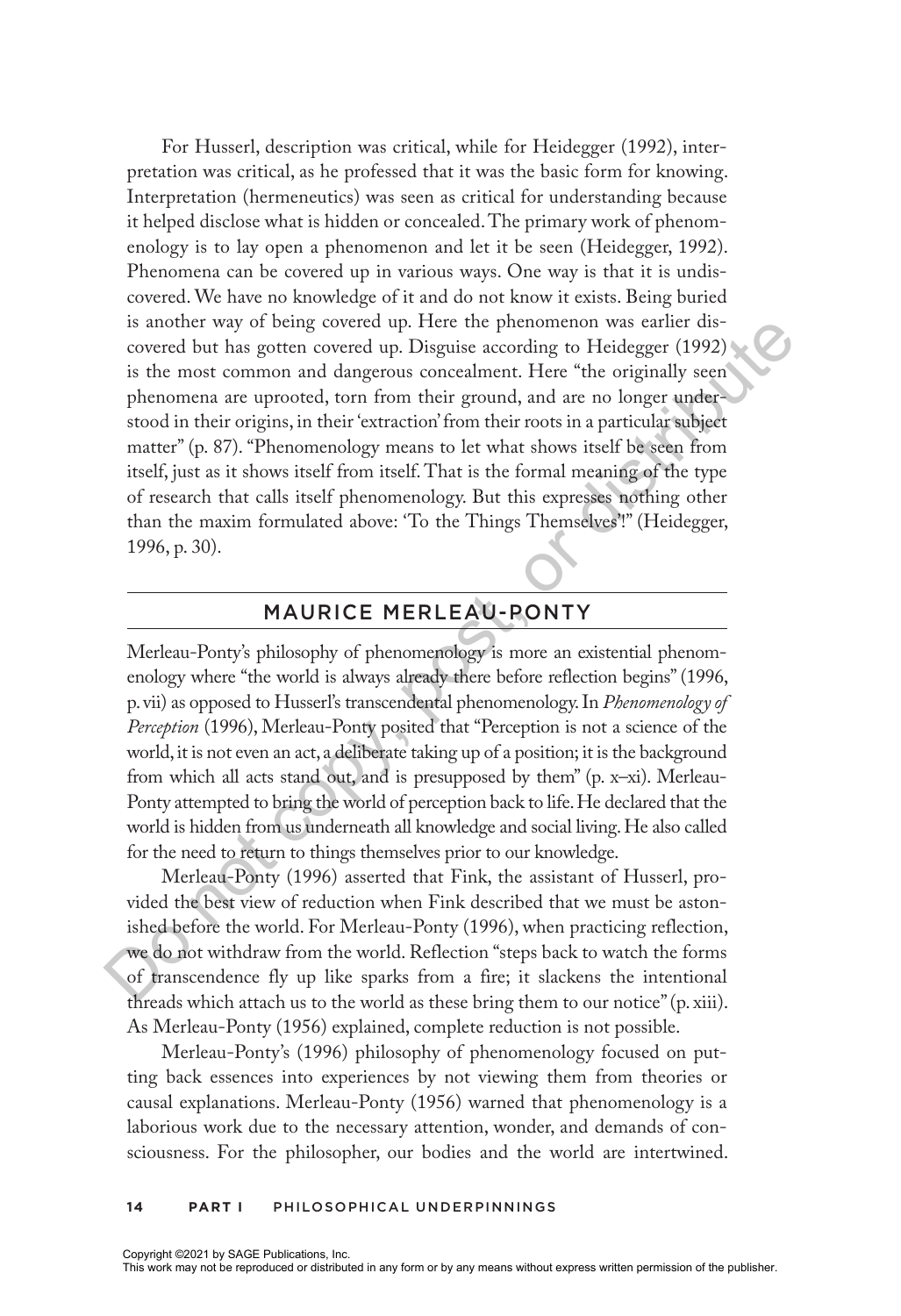For Husserl, description was critical, while for Heidegger (1992), interpretation was critical, as he professed that it was the basic form for knowing. Interpretation (hermeneutics) was seen as critical for understanding because it helped disclose what is hidden or concealed. The primary work of phenomenology is to lay open a phenomenon and let it be seen (Heidegger, 1992). Phenomena can be covered up in various ways. One way is that it is undiscovered. We have no knowledge of it and do not know it exists. Being buried is another way of being covered up. Here the phenomenon was earlier discovered but has gotten covered up. Disguise according to Heidegger (1992) is the most common and dangerous concealment. Here "the originally seen phenomena are uprooted, torn from their ground, and are no longer understood in their origins, in their 'extraction' from their roots in a particular subject matter" (p. 87). "Phenomenology means to let what shows itself be seen from itself, just as it shows itself from itself. That is the formal meaning of the type of research that calls itself phenomenology. But this expresses nothing other than the maxim formulated above: 'To the Things Themselves'!" (Heidegger, 1996, p. 30).

## MAURICE MERLEAU-PONTY

Merleau-Ponty's philosophy of phenomenology is more an existential phenomenology where "the world is always already there before reflection begins" (1996, p. vii) as opposed to Husserl's transcendental phenomenology. In *Phenomenology of Perception* (1996), Merleau-Ponty posited that "Perception is not a science of the world, it is not even an act, a deliberate taking up of a position; it is the background from which all acts stand out, and is presupposed by them" (p. x–xi). Merleau-Ponty attempted to bring the world of perception back to life. He declared that the world is hidden from us underneath all knowledge and social living. He also called for the need to return to things themselves prior to our knowledge.

Merleau-Ponty (1996) asserted that Fink, the assistant of Husserl, provided the best view of reduction when Fink described that we must be astonished before the world. For Merleau-Ponty (1996), when practicing reflection, we do not withdraw from the world. Reflection "steps back to watch the forms of transcendence fly up like sparks from a fire; it slackens the intentional threads which attach us to the world as these bring them to our notice" (p. xiii). As Merleau-Ponty (1956) explained, complete reduction is not possible.

Merleau-Ponty's (1996) philosophy of phenomenology focused on putting back essences into experiences by not viewing them from theories or causal explanations. Merleau-Ponty (1956) warned that phenomenology is a laborious work due to the necessary attention, wonder, and demands of consciousness. For the philosopher, our bodies and the world are intertwined.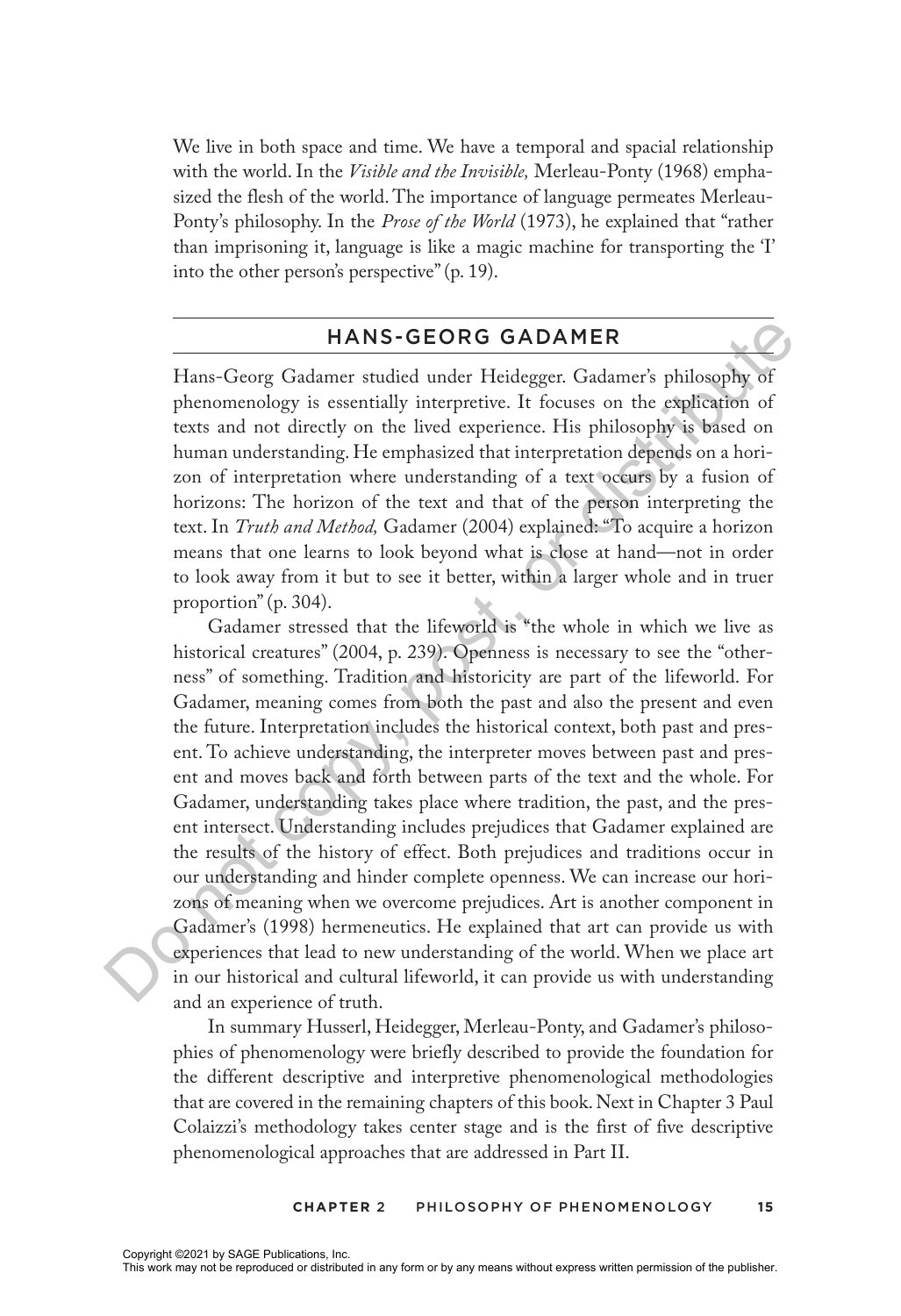We live in both space and time. We have a temporal and spacial relationship with the world. In the *Visible and the Invisible,* Merleau-Ponty (1968) emphasized the flesh of the world. The importance of language permeates Merleau-Ponty's philosophy. In the *Prose of the World* (1973), he explained that "rather than imprisoning it, language is like a magic machine for transporting the 'I' into the other person's perspective" (p. 19).

## HANS-GEORG GADAMER

Hans-Georg Gadamer studied under Heidegger. Gadamer's philosophy of phenomenology is essentially interpretive. It focuses on the explication of texts and not directly on the lived experience. His philosophy is based on human understanding. He emphasized that interpretation depends on a horizon of interpretation where understanding of a text occurs by a fusion of horizons: The horizon of the text and that of the person interpreting the text. In *Truth and Method,* Gadamer (2004) explained: "To acquire a horizon means that one learns to look beyond what is close at hand—not in order to look away from it but to see it better, within a larger whole and in truer proportion" (p. 304).

Gadamer stressed that the lifeworld is "the whole in which we live as historical creatures" (2004, p. 239). Openness is necessary to see the "otherness" of something. Tradition and historicity are part of the lifeworld. For Gadamer, meaning comes from both the past and also the present and even the future. Interpretation includes the historical context, both past and present. To achieve understanding, the interpreter moves between past and present and moves back and forth between parts of the text and the whole. For Gadamer, understanding takes place where tradition, the past, and the present intersect. Understanding includes prejudices that Gadamer explained are the results of the history of effect. Both prejudices and traditions occur in our understanding and hinder complete openness. We can increase our horizons of meaning when we overcome prejudices. Art is another component in Gadamer's (1998) hermeneutics. He explained that art can provide us with experiences that lead to new understanding of the world. When we place art in our historical and cultural lifeworld, it can provide us with understanding and an experience of truth.

In summary Husserl, Heidegger, Merleau-Ponty, and Gadamer's philosophies of phenomenology were briefly described to provide the foundation for the different descriptive and interpretive phenomenological methodologies that are covered in the remaining chapters of this book. Next in Chapter 3 Paul Colaizzi's methodology takes center stage and is the first of five descriptive phenomenological approaches that are addressed in Part II.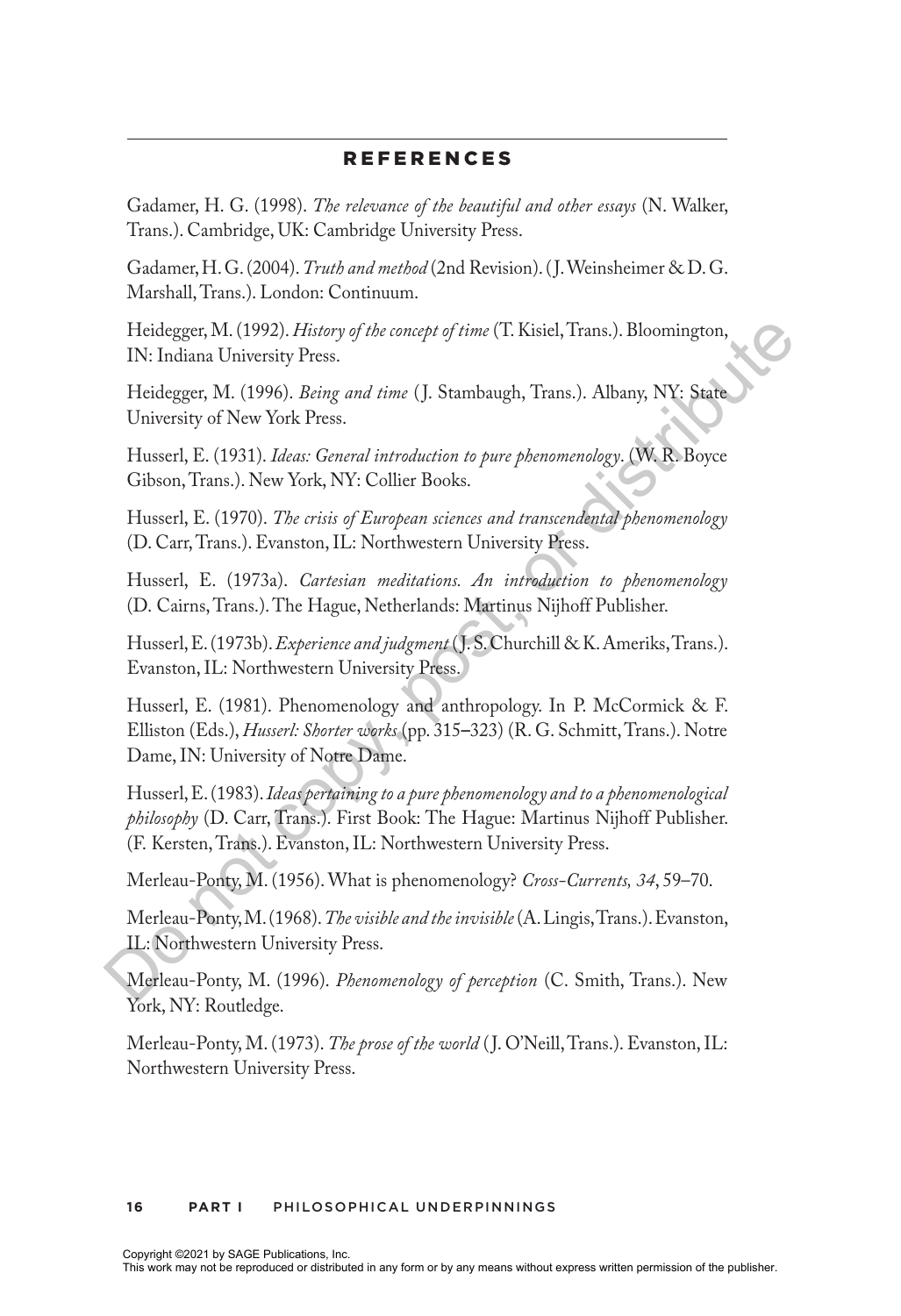## REFERENCES

Gadamer, H. G. (1998). *The relevance of the beautiful and other essays* (N. Walker, Trans.). Cambridge, UK: Cambridge University Press.

Gadamer, H. G. (2004). *Truth and method* (2nd Revision). (J. Weinsheimer & D. G. Marshall, Trans.). London: Continuum.

Heidegger, M. (1992). *History of the concept of time* (T. Kisiel, Trans.). Bloomington, IN: Indiana University Press.

Heidegger, M. (1996). *Being and time* (J. Stambaugh, Trans.). Albany, NY: State University of New York Press.

Husserl, E. (1931). *Ideas: General introduction to pure phenomenology*. (W. R. Boyce Gibson, Trans.). New York, NY: Collier Books.

Husserl, E. (1970). *The crisis of European sciences and transcendental phenomenology* (D. Carr, Trans.). Evanston, IL: Northwestern University Press.

Husserl, E. (1973a). *Cartesian meditations. An introduction to phenomenology* (D. Cairns, Trans.). The Hague, Netherlands: Martinus Nijhoff Publisher.

Husserl, E. (1973b). *Experience and judgment* (J. S. Churchill & K. Ameriks, Trans.). Evanston, IL: Northwestern University Press.

Husserl, E. (1981). Phenomenology and anthropology. In P. McCormick & F. Elliston (Eds.), *Husserl: Shorter works* (pp. 315–323) (R. G. Schmitt, Trans.). Notre Dame, IN: University of Notre Dame.

Husserl, E. (1983). *Ideas pertaining to a pure phenomenology and to a phenomenological philosophy* (D. Carr, Trans.). First Book: The Hague: Martinus Nijhoff Publisher. (F. Kersten, Trans.). Evanston, IL: Northwestern University Press.

Merleau-Ponty, M. (1956). What is phenomenology? *Cross-Currents, 34*, 59–70.

Merleau-Ponty, M. (1968). *The visible and the invisible* (A. Lingis, Trans.). Evanston, IL: Northwestern University Press.

Merleau-Ponty, M. (1996). *Phenomenology of perception* (C. Smith, Trans.). New York, NY: Routledge.

Merleau-Ponty, M. (1973). *The prose of the world* (J. O'Neill, Trans.). Evanston, IL: Northwestern University Press.